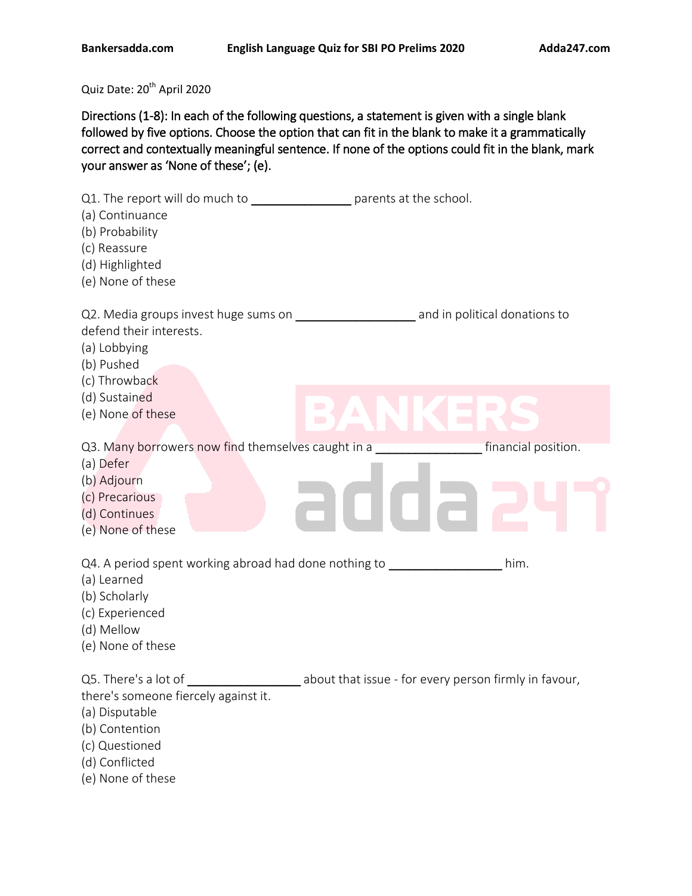Quiz Date: 20th April 2020

**Directions (1-8): In each of the following questions, a statement is given with a single blank followed by five options. Choose the option that can fit in the blank to make it a grammatically correct and contextually meaningful sentence. If none of the options could fit in the blank, mark your answer as 'None of these'; (e).**

Q1. The report will do much to _______________ parents at the school.
(a) Continuance
(b) Probability
(c) Reassure
(d) Highlighted
(e) None of these

Q2. Media groups invest huge sums on __________________ and in political donations to defend their interests.
(a) Lobbying
(b) Pushed
(c) Throwback
(d) Sustained
(e) None of these

Q3. Many borrowers now find themselves caught in a ________________ financial position.
(a) Defer
(b) Adjourn
(c) Precarious
(d) Continues
(e) None of these

Q4. A period spent working abroad had done nothing to _________________ him.
(a) Learned
(b) Scholarly
(c) Experienced
(d) Mellow
(e) None of these

Q5. There's a lot of _________________ about that issue - for every person firmly in favour, there's someone fiercely against it.
(a) Disputable
(b) Contention
(c) Questioned
(d) Conflicted
(e) None of these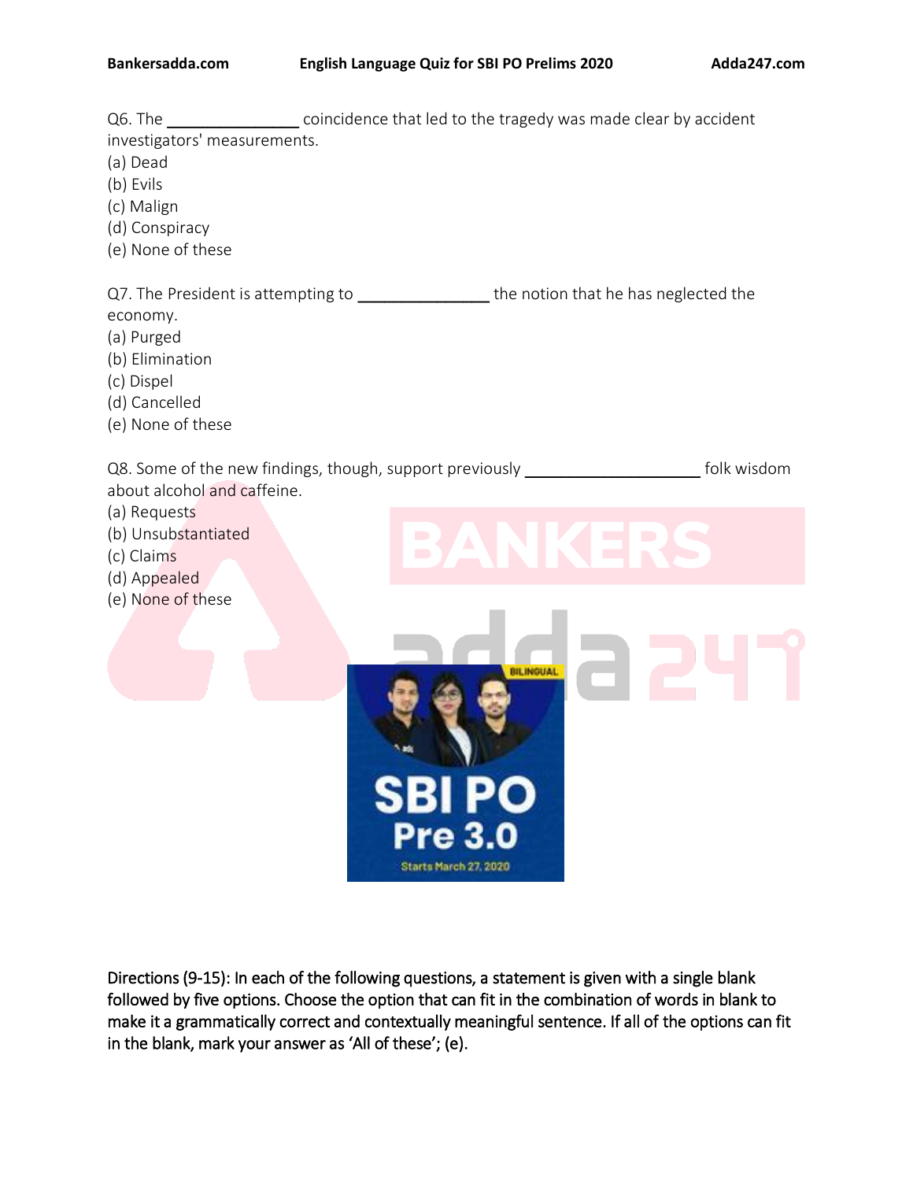Q6. The _______________ coincidence that led to the tragedy was made clear by accident investigators' measurements.

(a) Dead
(b) Evils
(c) Malign
(d) Conspiracy
(e) None of these

Q7. The President is attempting to _______________ the notion that he has neglected the economy.

(a) Purged
(b) Elimination
(c) Dispel
(d) Cancelled
(e) None of these

Q8. Some of the new findings, though, support previously ____________________ folk wisdom about alcohol and caffeine.

(a) Requests
(b) Unsubstantiated
(c) Claims
(d) Appealed
(e) None of these

Directions (9-15): In each of the following questions, a statement is given with a single blank followed by five options. Choose the option that can fit in the combination of words in blank to make it a grammatically correct and contextually meaningful sentence. If all of the options can fit in the blank, mark your answer as 'All of these'; (e).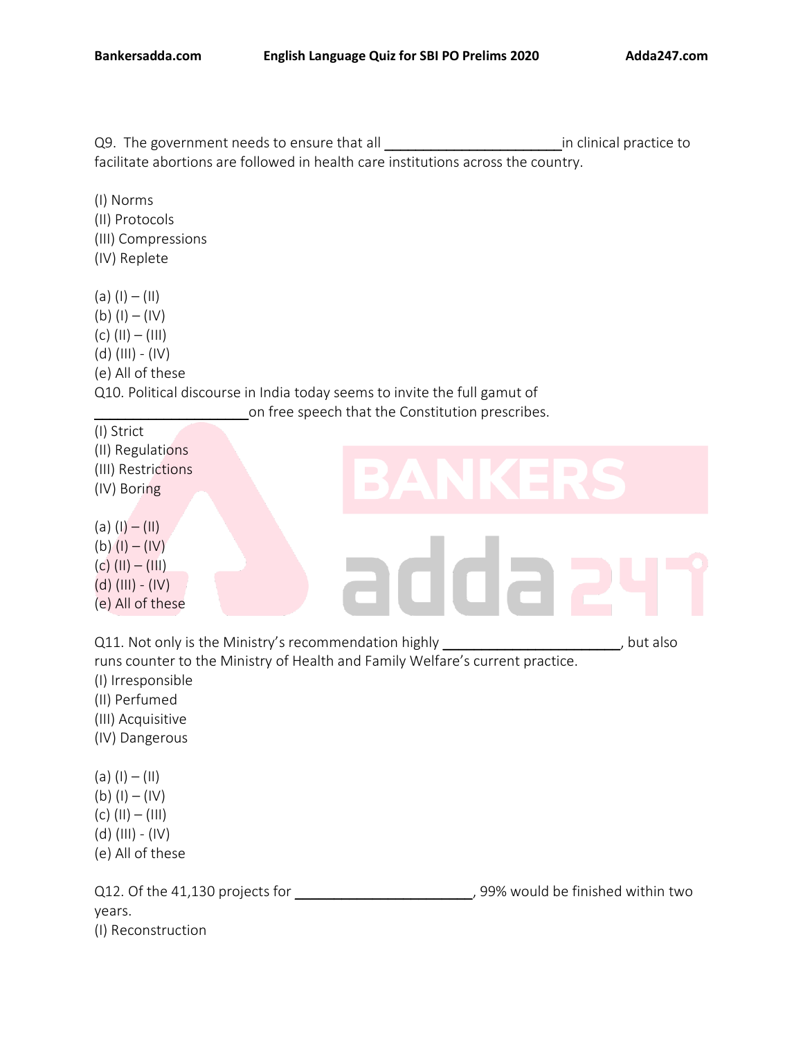Q9. The government needs to ensure that all ______________________in clinical practice to facilitate abortions are followed in health care institutions across the country.

(I) Norms
(II) Protocols
(III) Compressions
(IV) Replete

(a) (I) – (II)
(b) (I) – (IV)
(c) (II) – (III)
(d) (III) - (IV)
(e) All of these

Q10. Political discourse in India today seems to invite the full gamut of ____________________on free speech that the Constitution prescribes.

(I) Strict
(II) Regulations
(III) Restrictions
(IV) Boring

(a) (I) – (II)
(b) (I) – (IV)
(c) (II) – (III)
(d) (III) - (IV)
(e) All of these

Q11. Not only is the Ministry's recommendation highly ______________________, but also runs counter to the Ministry of Health and Family Welfare's current practice.

(I) Irresponsible
(II) Perfumed
(III) Acquisitive
(IV) Dangerous

(a) (I) – (II)
(b) (I) – (IV)
(c) (II) – (III)
(d) (III) - (IV)
(e) All of these

Q12. Of the 41,130 projects for ______________________, 99% would be finished within two years.

(I) Reconstruction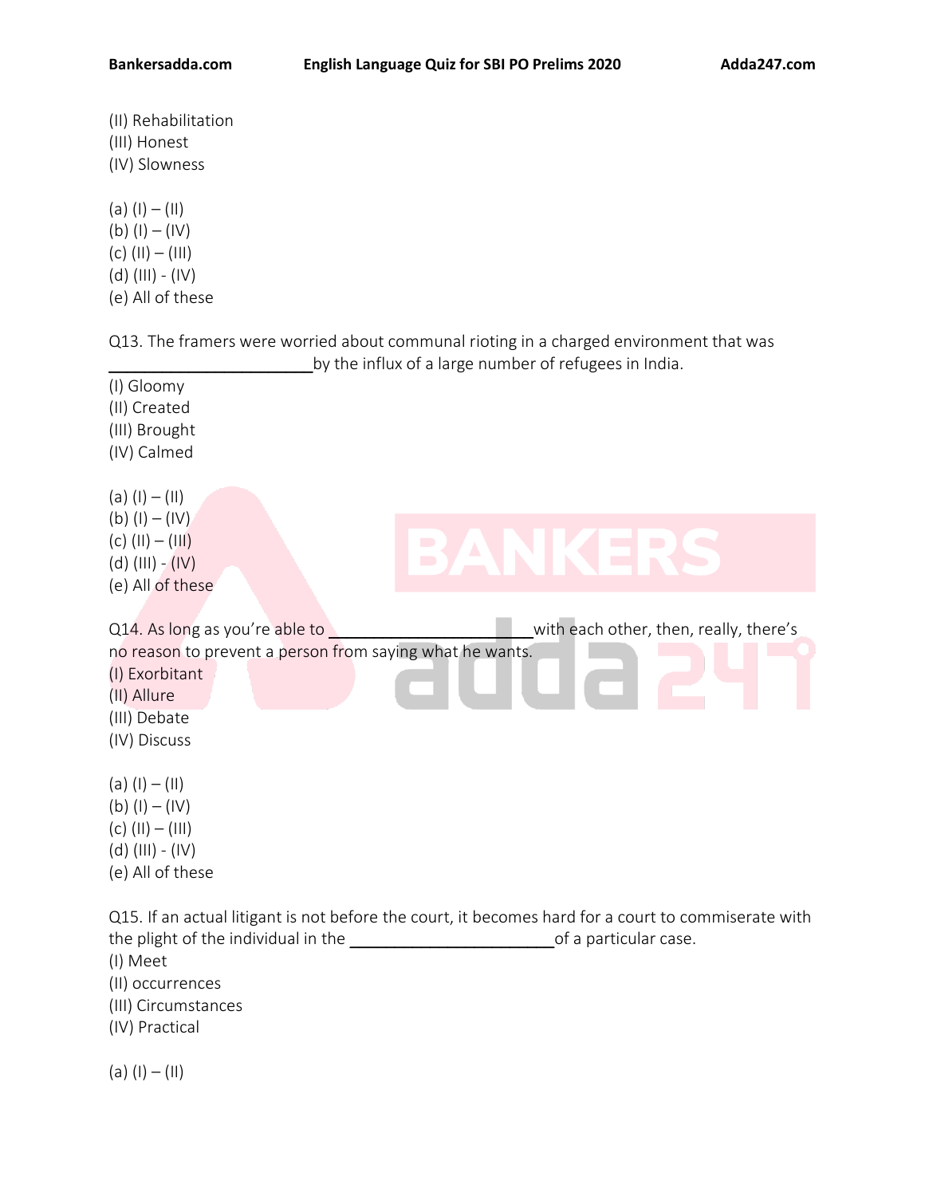(II) Rehabilitation
(III) Honest
(IV) Slowness

(a) (I) – (II)
(b) (I) – (IV)
(c) (II) – (III)
(d) (III) - (IV)
(e) All of these

Q13. The framers were worried about communal rioting in a charged environment that was _______________________by the influx of a large number of refugees in India.
(I) Gloomy
(II) Created
(III) Brought
(IV) Calmed

(a) (I) – (II)
(b) (I) – (IV)
(c) (II) – (III)
(d) (III) - (IV)
(e) All of these

Q14. As long as you're able to ______________________with each other, then, really, there's no reason to prevent a person from saying what he wants.
(I) Exorbitant
(II) Allure
(III) Debate
(IV) Discuss

(a) (I) – (II)
(b) (I) – (IV)
(c) (II) – (III)
(d) (III) - (IV)
(e) All of these

Q15. If an actual litigant is not before the court, it becomes hard for a court to commiserate with the plight of the individual in the _______________________of a particular case.
(I) Meet
(II) occurrences
(III) Circumstances
(IV) Practical

(a) (I) – (II)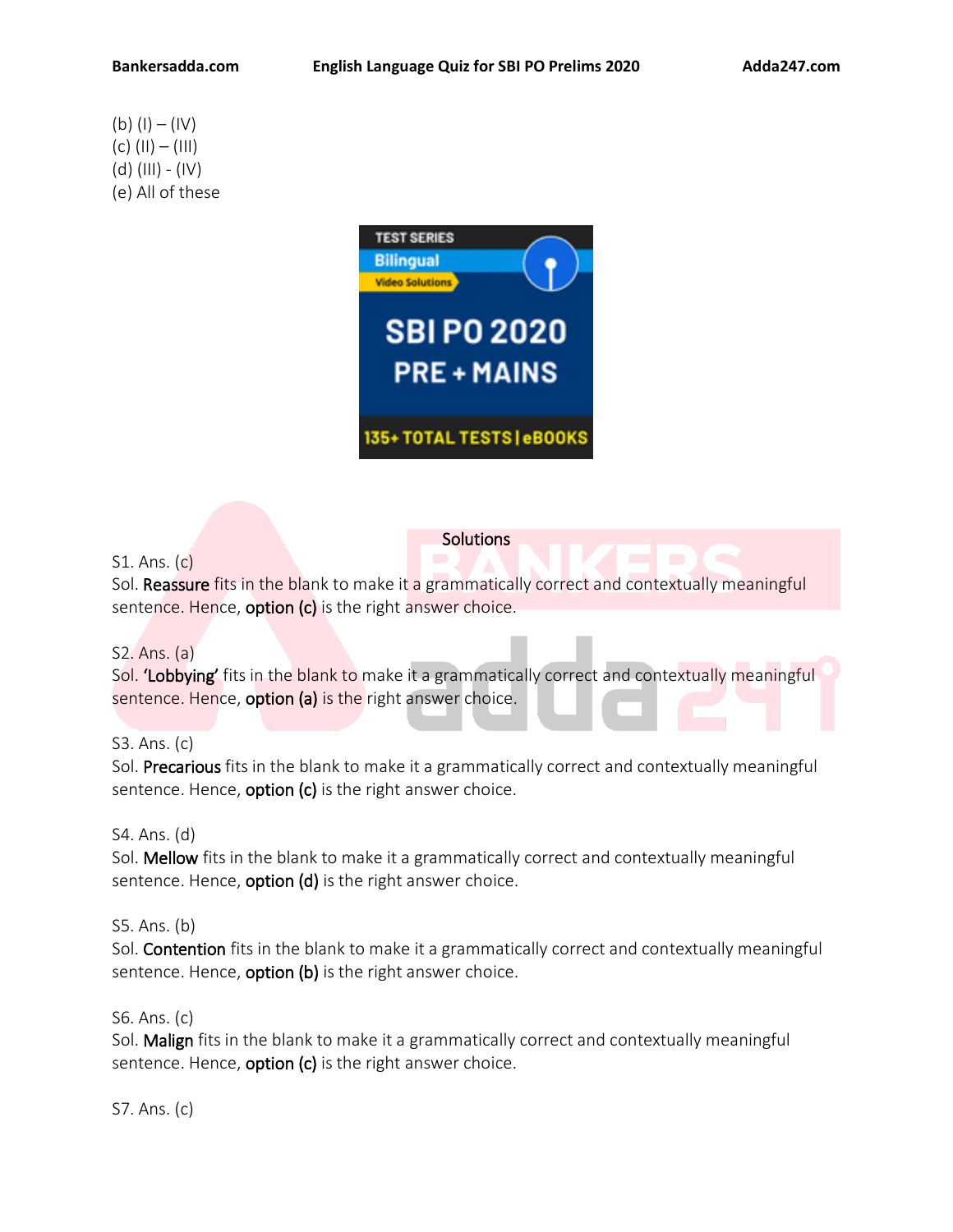(b) (I) – (IV)
(c) (II) – (III)
(d) (III) - (IV)
(e) All of these

Solutions

S1. Ans. (c)
Sol. **Reassure** fits in the blank to make it a grammatically correct and contextually meaningful sentence. Hence, **option (c)** is the right answer choice.

S2. Ans. (a)
Sol. **'Lobbying'** fits in the blank to make it a grammatically correct and contextually meaningful sentence. Hence, **option (a)** is the right answer choice.

S3. Ans. (c)
Sol. **Precarious** fits in the blank to make it a grammatically correct and contextually meaningful sentence. Hence, **option (c)** is the right answer choice.

S4. Ans. (d)
Sol. **Mellow** fits in the blank to make it a grammatically correct and contextually meaningful sentence. Hence, **option (d)** is the right answer choice.

S5. Ans. (b)
Sol. **Contention** fits in the blank to make it a grammatically correct and contextually meaningful sentence. Hence, **option (b)** is the right answer choice.

S6. Ans. (c)
Sol. **Malign** fits in the blank to make it a grammatically correct and contextually meaningful sentence. Hence, **option (c)** is the right answer choice.

S7. Ans. (c)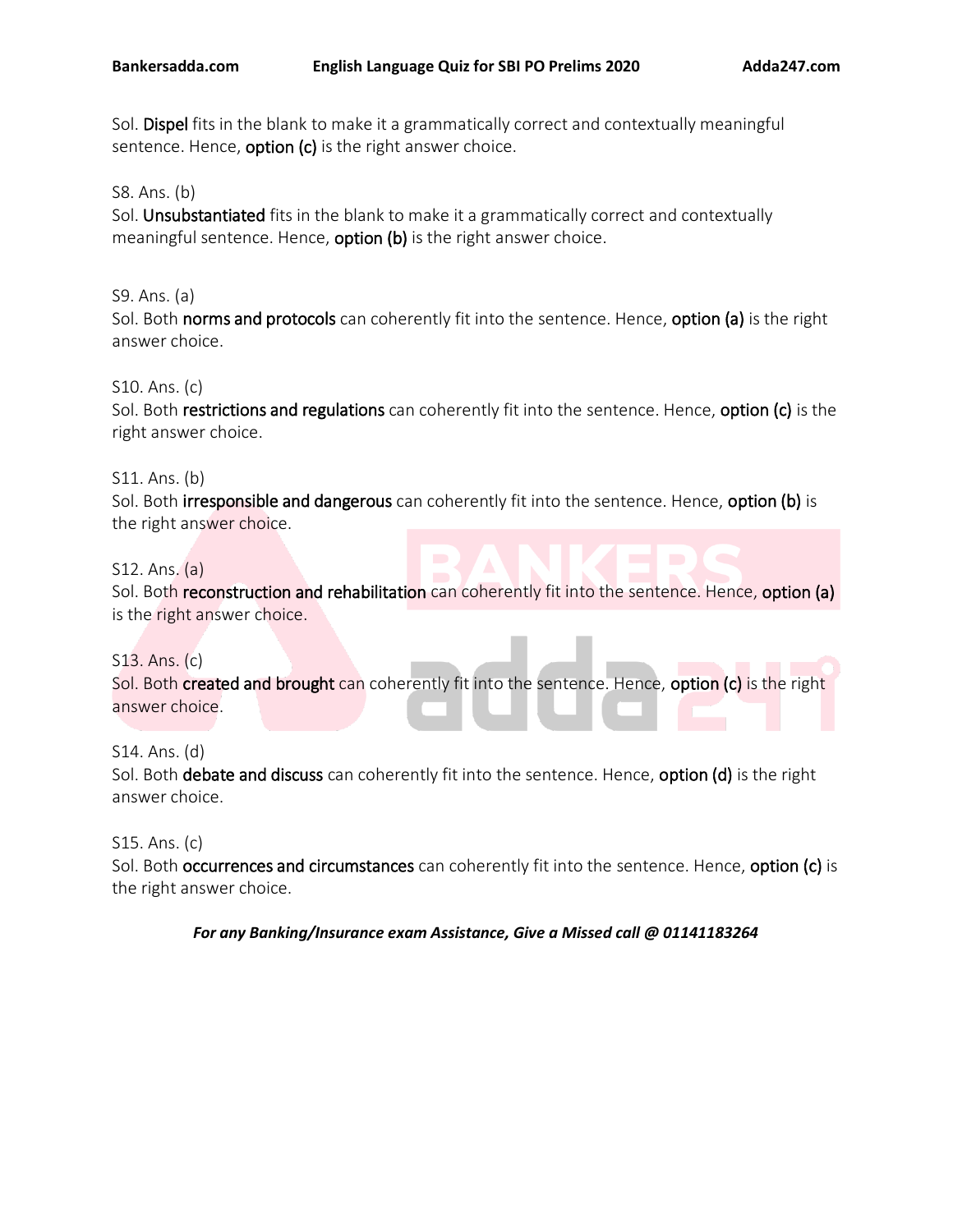Sol. **Dispel** fits in the blank to make it a grammatically correct and contextually meaningful sentence. Hence, **option (c)** is the right answer choice.

S8. Ans. (b)
Sol. **Unsubstantiated** fits in the blank to make it a grammatically correct and contextually meaningful sentence. Hence, **option (b)** is the right answer choice.

S9. Ans. (a)
Sol. Both **norms and protocols** can coherently fit into the sentence. Hence, **option (a)** is the right answer choice.

S10. Ans. (c)
Sol. Both **restrictions and regulations** can coherently fit into the sentence. Hence, **option (c)** is the right answer choice.

S11. Ans. (b)
Sol. Both **irresponsible and dangerous** can coherently fit into the sentence. Hence, **option (b)** is the right answer choice.

S12. Ans. (a)
Sol. Both **reconstruction and rehabilitation** can coherently fit into the sentence. Hence, **option (a)** is the right answer choice.

S13. Ans. (c)
Sol. Both **created and brought** can coherently fit into the sentence. Hence, **option (c)** is the right answer choice.

S14. Ans. (d)
Sol. Both **debate and discuss** can coherently fit into the sentence. Hence, **option (d)** is the right answer choice.

S15. Ans. (c)
Sol. Both **occurrences and circumstances** can coherently fit into the sentence. Hence, **option (c)** is the right answer choice.

***For any Banking/Insurance exam Assistance, Give a Missed call @ 01141183264***